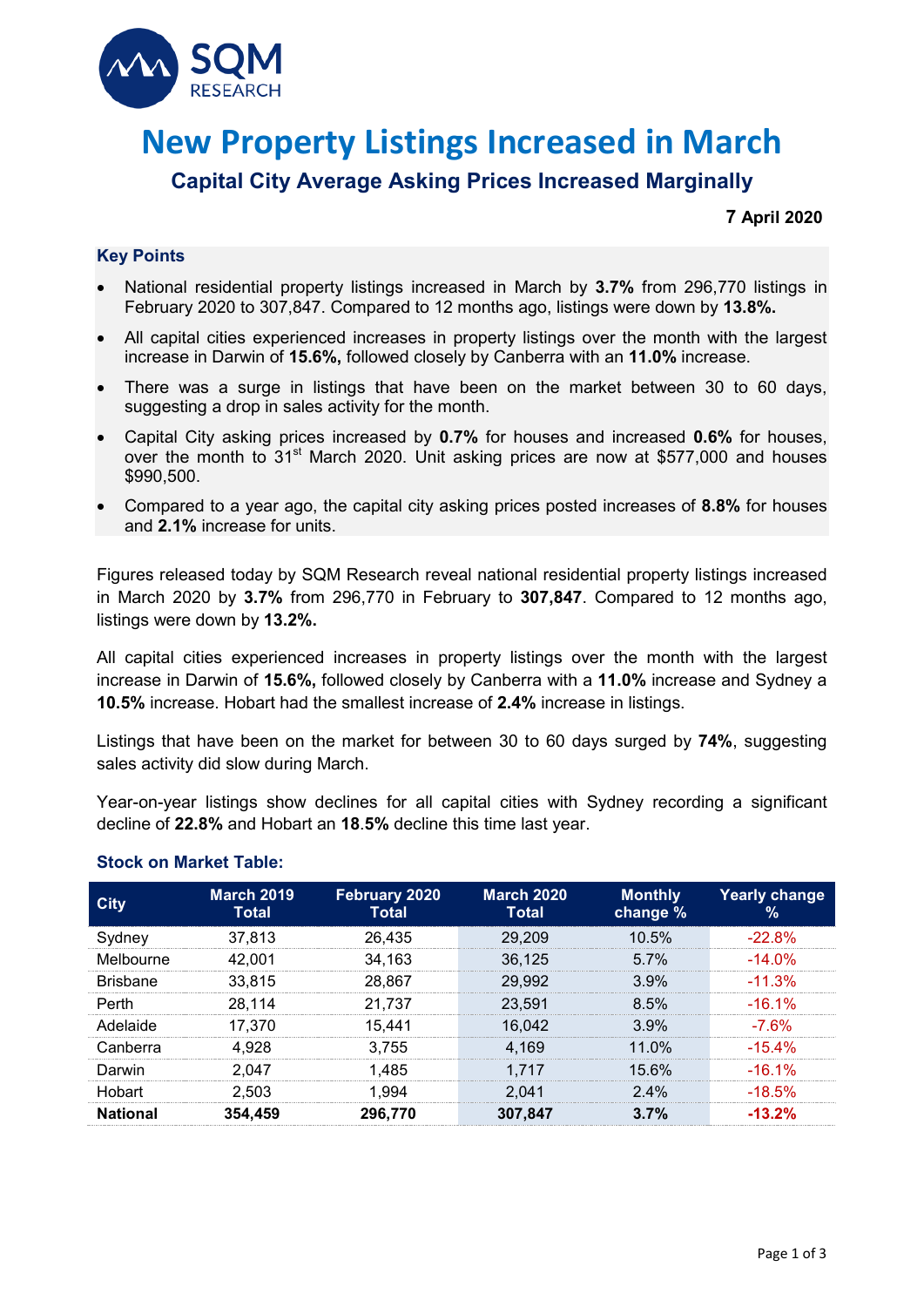SQM RESEARCH

# New Property Listings Increased in March

## Capital City Average Asking Prices Increased Marginally

**7 April 2020**

### Key Points

- National residential property listings increased in March by **3.7%** from 296,770 listings in February 2020 to 307,847. Compared to 12 months ago, listings were down by **13.8%.**
- All capital cities experienced increases in property listings over the month with the largest increase in Darwin of **15.6%,** followed closely by Canberra with an **11.0%** increase.
- There was a surge in listings that have been on the market between 30 to 60 days, suggesting a drop in sales activity for the month.
- Capital City asking prices increased by **0.7%** for houses and increased **0.6%** for houses, over the month to 31st March 2020. Unit asking prices are now at $577,000 and houses $990,500.
- Compared to a year ago, the capital city asking prices posted increases of **8.8%** for houses and **2.1%** increase for units.

Figures released today by SQM Research reveal national residential property listings increased in March 2020 by **3.7%** from 296,770 in February to **307,847**. Compared to 12 months ago, listings were down by **13.2%.**

All capital cities experienced increases in property listings over the month with the largest increase in Darwin of **15.6%,** followed closely by Canberra with a **11.0%** increase and Sydney a **10.5%** increase. Hobart had the smallest increase of **2.4%** increase in listings.

Listings that have been on the market for between 30 to 60 days surged by **74%**, suggesting sales activity did slow during March.

Year-on-year listings show declines for all capital cities with Sydney recording a significant decline of **22.8%** and Hobart an 1**8.5%** decline this time last year.

### Stock on Market Table:

| City | March 2019 Total | February 2020 Total | March 2020 Total | Monthly change % | Yearly change % |
|---|---|---|---|---|---|
| Sydney | 37,813 | 26,435 | 29,209 | 10.5% | -22.8% |
| Melbourne | 42,001 | 34,163 | 36,125 | 5.7% | -14.0% |
| Brisbane | 33,815 | 28,867 | 29,992 | 3.9% | -11.3% |
| Perth | 28,114 | 21,737 | 23,591 | 8.5% | -16.1% |
| Adelaide | 17,370 | 15,441 | 16,042 | 3.9% | -7.6% |
| Canberra | 4,928 | 3,755 | 4,169 | 11.0% | -15.4% |
| Darwin | 2,047 | 1,485 | 1,717 | 15.6% | -16.1% |
| Hobart | 2,503 | 1,994 | 2,041 | 2.4% | -18.5% |
| **National** | **354,459** | **296,770** | **307,847** | **3.7%** | **-13.2%** |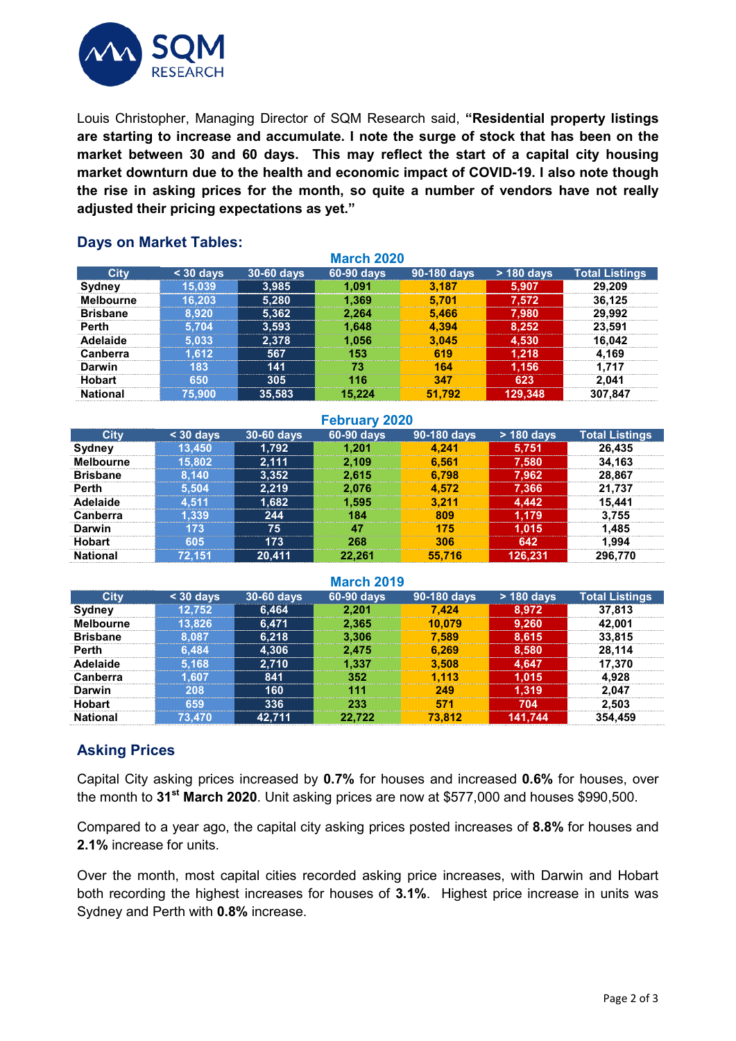Louis Christopher, Managing Director of SQM Research said, **"Residential property listings are starting to increase and accumulate. I note the surge of stock that has been on the market between 30 and 60 days. This may reflect the start of a capital city housing market downturn due to the health and economic impact of COVID-19. I also note though the rise in asking prices for the month, so quite a number of vendors have not really adjusted their pricing expectations as yet."**

## Days on Market Tables:

**March 2020**

| City | < 30 days | 30-60 days | 60-90 days | 90-180 days | > 180 days | Total Listings |
|---|---|---|---|---|---|---|
| Sydney | 15,039 | 3,985 | 1,091 | 3,187 | 5,907 | 29,209 |
| Melbourne | 16,203 | 5,280 | 1,369 | 5,701 | 7,572 | 36,125 |
| Brisbane | 8,920 | 5,362 | 2,264 | 5,466 | 7,980 | 29,992 |
| Perth | 5,704 | 3,593 | 1,648 | 4,394 | 8,252 | 23,591 |
| Adelaide | 5,033 | 2,378 | 1,056 | 3,045 | 4,530 | 16,042 |
| Canberra | 1,612 | 567 | 153 | 619 | 1,218 | 4,169 |
| Darwin | 183 | 141 | 73 | 164 | 1,156 | 1,717 |
| Hobart | 650 | 305 | 116 | 347 | 623 | 2,041 |
| National | 75,900 | 35,583 | 15,224 | 51,792 | 129,348 | 307,847 |

**February 2020**

| City | < 30 days | 30-60 days | 60-90 days | 90-180 days | > 180 days | Total Listings |
|---|---|---|---|---|---|---|
| Sydney | 13,450 | 1,792 | 1,201 | 4,241 | 5,751 | 26,435 |
| Melbourne | 15,802 | 2,111 | 2,109 | 6,561 | 7,580 | 34,163 |
| Brisbane | 8,140 | 3,352 | 2,615 | 6,798 | 7,962 | 28,867 |
| Perth | 5,504 | 2,219 | 2,076 | 4,572 | 7,366 | 21,737 |
| Adelaide | 4,511 | 1,682 | 1,595 | 3,211 | 4,442 | 15,441 |
| Canberra | 1,339 | 244 | 184 | 809 | 1,179 | 3,755 |
| Darwin | 173 | 75 | 47 | 175 | 1,015 | 1,485 |
| Hobart | 605 | 173 | 268 | 306 | 642 | 1,994 |
| National | 72,151 | 20,411 | 22,261 | 55,716 | 126,231 | 296,770 |

**March 2019**

| City | < 30 days | 30-60 days | 60-90 days | 90-180 days | > 180 days | Total Listings |
|---|---|---|---|---|---|---|
| Sydney | 12,752 | 6,464 | 2,201 | 7,424 | 8,972 | 37,813 |
| Melbourne | 13,826 | 6,471 | 2,365 | 10,079 | 9,260 | 42,001 |
| Brisbane | 8,087 | 6,218 | 3,306 | 7,589 | 8,615 | 33,815 |
| Perth | 6,484 | 4,306 | 2,475 | 6,269 | 8,580 | 28,114 |
| Adelaide | 5,168 | 2,710 | 1,337 | 3,508 | 4,647 | 17,370 |
| Canberra | 1,607 | 841 | 352 | 1,113 | 1,015 | 4,928 |
| Darwin | 208 | 160 | 111 | 249 | 1,319 | 2,047 |
| Hobart | 659 | 336 | 233 | 571 | 704 | 2,503 |
| National | 73,470 | 42,711 | 22,722 | 73,812 | 141,744 | 354,459 |

## Asking Prices

Capital City asking prices increased by **0.7%** for houses and increased **0.6%** for houses, over the month to **31st March 2020**. Unit asking prices are now at $577,000 and houses $990,500.

Compared to a year ago, the capital city asking prices posted increases of **8.8%** for houses and **2.1%** increase for units.

Over the month, most capital cities recorded asking price increases, with Darwin and Hobart both recording the highest increases for houses of **3.1%**. Highest price increase in units was Sydney and Perth with **0.8%** increase.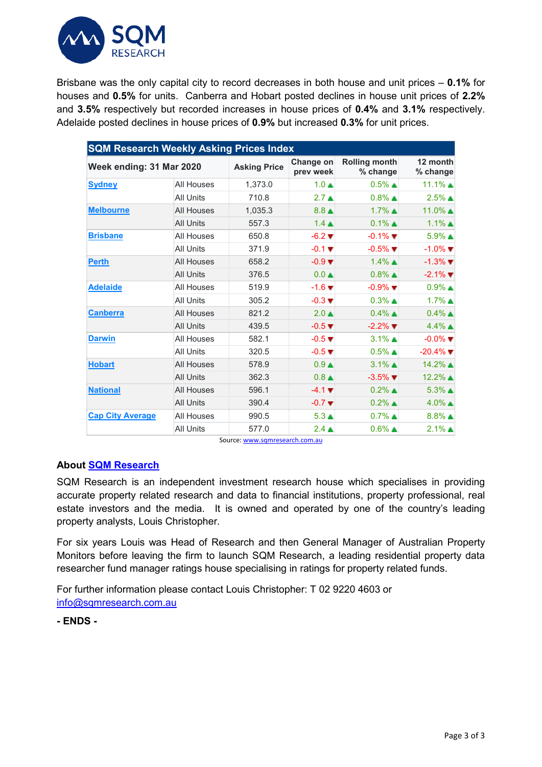Brisbane was the only capital city to record decreases in both house and unit prices – **0.1%** for houses and **0.5%** for units. Canberra and Hobart posted declines in house unit prices of **2.2%** and **3.5%** respectively but recorded increases in house prices of **0.4%** and **3.1%** respectively. Adelaide posted declines in house prices of **0.9%** but increased **0.3%** for unit prices.

| SQM Research Weekly Asking Prices Index | | | | | |
|---|---|---|---|---|---|
| **Week ending: 31 Mar 2020** | | **Asking Price** | **Change on prev week** | **Rolling month % change** | **12 month % change** |
| Sydney | All Houses | 1,373.0 | 1.0 ▲ | 0.5% ▲ | 11.1% ▲ |
| | All Units | 710.8 | 2.7 ▲ | 0.8% ▲ | 2.5% ▲ |
| Melbourne | All Houses | 1,035.3 | 8.8 ▲ | 1.7% ▲ | 11.0% ▲ |
| | All Units | 557.3 | 1.4 ▲ | 0.1% ▲ | 1.1% ▲ |
| Brisbane | All Houses | 650.8 | -6.2 ▼ | -0.1% ▼ | 5.9% ▲ |
| | All Units | 371.9 | -0.1 ▼ | -0.5% ▼ | -1.0% ▼ |
| Perth | All Houses | 658.2 | -0.9 ▼ | 1.4% ▲ | -1.3% ▼ |
| | All Units | 376.5 | 0.0 ▲ | 0.8% ▲ | -2.1% ▼ |
| Adelaide | All Houses | 519.9 | -1.6 ▼ | -0.9% ▼ | 0.9% ▲ |
| | All Units | 305.2 | -0.3 ▼ | 0.3% ▲ | 1.7% ▲ |
| Canberra | All Houses | 821.2 | 2.0 ▲ | 0.4% ▲ | 0.4% ▲ |
| | All Units | 439.5 | -0.5 ▼ | -2.2% ▼ | 4.4% ▲ |
| Darwin | All Houses | 582.1 | -0.5 ▼ | 3.1% ▲ | -0.0% ▼ |
| | All Units | 320.5 | -0.5 ▼ | 0.5% ▲ | -20.4% ▼ |
| Hobart | All Houses | 578.9 | 0.9 ▲ | 3.1% ▲ | 14.2% ▲ |
| | All Units | 362.3 | 0.8 ▲ | -3.5% ▼ | 12.2% ▲ |
| National | All Houses | 596.1 | -4.1 ▼ | 0.2% ▲ | 5.3% ▲ |
| | All Units | 390.4 | -0.7 ▼ | 0.2% ▲ | 4.0% ▲ |
| Cap City Average | All Houses | 990.5 | 5.3 ▲ | 0.7% ▲ | 8.8% ▲ |
| | All Units | 577.0 | 2.4 ▲ | 0.6% ▲ | 2.1% ▲ |

Source: www.sqmresearch.com.au

**About SQM Research**

SQM Research is an independent investment research house which specialises in providing accurate property related research and data to financial institutions, property professional, real estate investors and the media. It is owned and operated by one of the country's leading property analysts, Louis Christopher.

For six years Louis was Head of Research and then General Manager of Australian Property Monitors before leaving the firm to launch SQM Research, a leading residential property data researcher fund manager ratings house specialising in ratings for property related funds.

For further information please contact Louis Christopher: T 02 9220 4603 or info@sqmresearch.com.au

**- ENDS -**